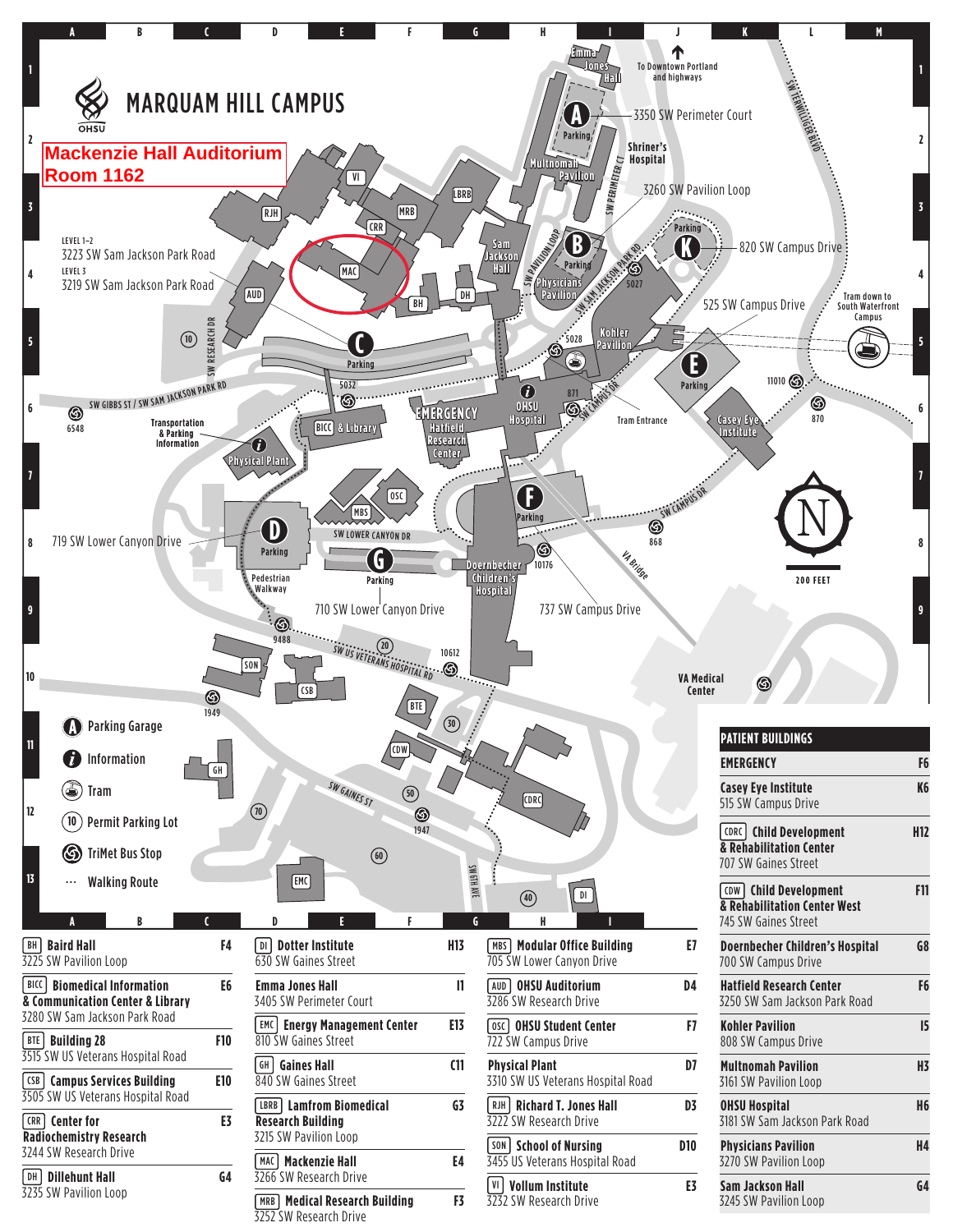# MARQUAM HILL CAMPUS

OHSU

**Mackenzie Hall Auditorium Room 1162**

- A — Parking Garage
- i — Information
- Tram
- 10 — Permit Parking Lot
- TriMet Bus Stop
- ··· Walking Route

LEVEL 1–2
3223 SW Sam Jackson Park Road
LEVEL 3
3219 SW Sam Jackson Park Road

3350 SW Perimeter Court

3260 SW Pavilion Loop

820 SW Campus Drive

525 SW Campus Drive

Tram down to South Waterfront Campus

To Downtown Portland and highways

719 SW Lower Canyon Drive

710 SW Lower Canyon Drive

737 SW Campus Drive

Transportation & Parking Information

Tram Entrance

VA Medical Center

200 FEET

## PATIENT BUILDINGS

| Building | Grid |
|---|---|
| **EMERGENCY** | F6 |
| **Casey Eye Institute** 515 SW Campus Drive | K6 |
| CDRC **Child Development & Rehabilitation Center** 707 SW Gaines Street | H12 |
| CDW **Child Development & Rehabilitation Center West** 745 SW Gaines Street | F11 |
| **Doernbecher Children's Hospital** 700 SW Campus Drive | G8 |
| **Hatfield Research Center** 3250 SW Sam Jackson Park Road | F6 |
| **Kohler Pavilion** 808 SW Campus Drive | I5 |
| **Multnomah Pavilion** 3161 SW Pavilion Loop | H3 |
| **OHSU Hospital** 3181 SW Sam Jackson Park Road | H6 |
| **Physicians Pavilion** 3270 SW Pavilion Loop | H4 |
| **Sam Jackson Hall** 3245 SW Pavilion Loop | G4 |

## BUILDINGS

| Building | Grid |
|---|---|
| BH **Baird Hall** 3225 SW Pavilion Loop | F4 |
| BICC **Biomedical Information & Communication Center & Library** 3280 SW Sam Jackson Park Road | E6 |
| BTE **Building 28** 3515 SW US Veterans Hospital Road | F10 |
| CSB **Campus Services Building** 3505 SW US Veterans Hospital Road | E10 |
| CRR **Center for Radiochemistry Research** 3244 SW Research Drive | E3 |
| DH **Dillehunt Hall** 3235 SW Pavilion Loop | G4 |
| DI **Dotter Institute** 630 SW Gaines Street | H13 |
| **Emma Jones Hall** 3405 SW Perimeter Court | I1 |
| EMC **Energy Management Center** 810 SW Gaines Street | E13 |
| GH **Gaines Hall** 840 SW Gaines Street | C11 |
| LBRB **Lamfrom Biomedical Research Building** 3215 SW Pavilion Loop | G3 |
| MAC **Mackenzie Hall** 3266 SW Research Drive | E4 |
| MRB **Medical Research Building** 3252 SW Research Drive | F3 |
| MBS **Modular Office Building** 705 SW Lower Canyon Drive | E7 |
| AUD **OHSU Auditorium** 3286 SW Research Drive | D4 |
| OSC **OHSU Student Center** 722 SW Campus Drive | F7 |
| **Physical Plant** 3310 SW US Veterans Hospital Road | D7 |
| RJH **Richard T. Jones Hall** 3222 SW Research Drive | D3 |
| SON **School of Nursing** 3455 US Veterans Hospital Road | D10 |
| VI **Vollum Institute** 3232 SW Research Drive | E3 |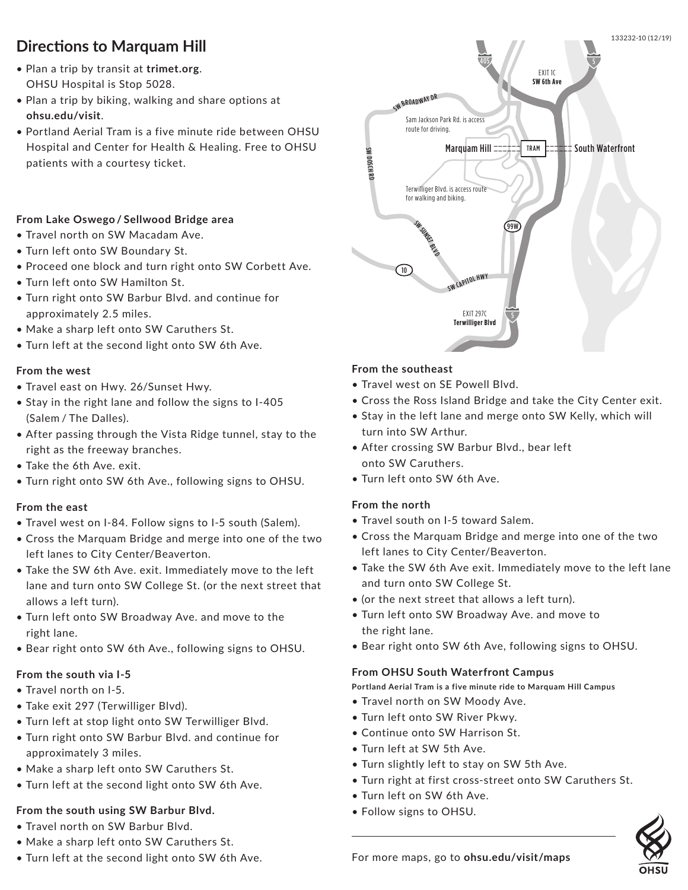# Directions to Marquam Hill

- Plan a trip by transit at **trimet.org**. OHSU Hospital is Stop 5028.
- Plan a trip by biking, walking and share options at **ohsu.edu/visit**.
- Portland Aerial Tram is a five minute ride between OHSU Hospital and Center for Health & Healing. Free to OHSU patients with a courtesy ticket.

405
5
EXIT 1C
SW 6th Ave
SW BROADWAY DR
Sam Jackson Park Rd. is access route for driving.
SW DOSCH RD
Marquam Hill
TRAM
South Waterfront
Terwilliger Blvd. is access route for walking and biking.
SW SUNSET BLVD
99W
10
SW CAPITOL HWY
EXIT 297C
Terwilliger Blvd
5

### From Lake Oswego / Sellwood Bridge area

- Travel north on SW Macadam Ave.
- Turn left onto SW Boundary St.
- Proceed one block and turn right onto SW Corbett Ave.
- Turn left onto SW Hamilton St.
- Turn right onto SW Barbur Blvd. and continue for approximately 2.5 miles.
- Make a sharp left onto SW Caruthers St.
- Turn left at the second light onto SW 6th Ave.

### From the west

- Travel east on Hwy. 26/Sunset Hwy.
- Stay in the right lane and follow the signs to I-405 (Salem / The Dalles).
- After passing through the Vista Ridge tunnel, stay to the right as the freeway branches.
- Take the 6th Ave. exit.
- Turn right onto SW 6th Ave., following signs to OHSU.

### From the east

- Travel west on I-84. Follow signs to I-5 south (Salem).
- Cross the Marquam Bridge and merge into one of the two left lanes to City Center/Beaverton.
- Take the SW 6th Ave. exit. Immediately move to the left lane and turn onto SW College St. (or the next street that allows a left turn).
- Turn left onto SW Broadway Ave. and move to the right lane.
- Bear right onto SW 6th Ave., following signs to OHSU.

### From the south via I-5

- Travel north on I-5.
- Take exit 297 (Terwilliger Blvd).
- Turn left at stop light onto SW Terwilliger Blvd.
- Turn right onto SW Barbur Blvd. and continue for approximately 3 miles.
- Make a sharp left onto SW Caruthers St.
- Turn left at the second light onto SW 6th Ave.

### From the south using SW Barbur Blvd.

- Travel north on SW Barbur Blvd.
- Make a sharp left onto SW Caruthers St.
- Turn left at the second light onto SW 6th Ave.

### From the southeast

- Travel west on SE Powell Blvd.
- Cross the Ross Island Bridge and take the City Center exit.
- Stay in the left lane and merge onto SW Kelly, which will turn into SW Arthur.
- After crossing SW Barbur Blvd., bear left onto SW Caruthers.
- Turn left onto SW 6th Ave.

### From the north

- Travel south on I-5 toward Salem.
- Cross the Marquam Bridge and merge into one of the two left lanes to City Center/Beaverton.
- Take the SW 6th Ave exit. Immediately move to the left lane and turn onto SW College St.
- (or the next street that allows a left turn).
- Turn left onto SW Broadway Ave. and move to the right lane.
- Bear right onto SW 6th Ave, following signs to OHSU.

### From OHSU South Waterfront Campus

**Portland Aerial Tram is a five minute ride to Marquam Hill Campus**

- Travel north on SW Moody Ave.
- Turn left onto SW River Pkwy.
- Continue onto SW Harrison St.
- Turn left at SW 5th Ave.
- Turn slightly left to stay on SW 5th Ave.
- Turn right at first cross-street onto SW Caruthers St.
- Turn left on SW 6th Ave.
- Follow signs to OHSU.

For more maps, go to **ohsu.edu/visit/maps**

OHSU